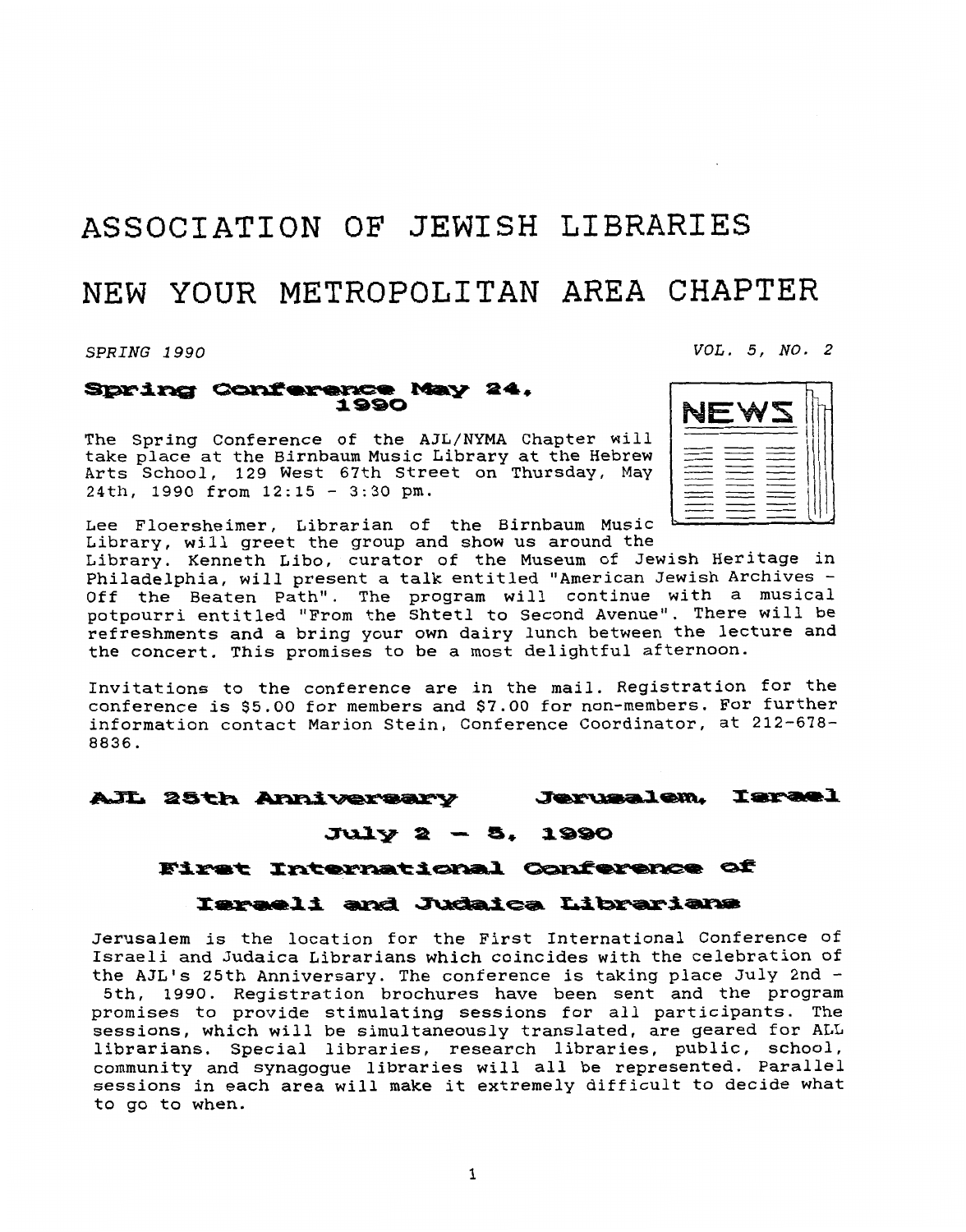# ASSOCIATION OF JEWISH LIBRARIES

# NEW YOUR METROPOLITAN AREA CHAPTER

*SPRING 1990* *VOL. 5, NO. 2*

## Spring Conference May 24, 1990

The Spring Conference of the AJL/NYMA Chapter will take place at the Birnbaum Music Library at the Hebrew Arts School, 129 West 67th Street on Thursday, May 24th, 1990 from 12:15 - 3:30 pm.

Lee Floersheimer, Librarian of the Birnbaum Music Library, will greet the group and show us around the Library. Kenneth Libo, curator of the Museum of Jewish Heritage in Philadelphia, will present a talk entitled "American Jewish Archives - Off the Beaten Path". The program will continue with a musical potpourri entitled "From the Shtetl to Second Avenue". There will be refreshments and a bring your own dairy lunch between the lecture and the concert. This promises to be a most delightful afternoon.

Invitations to the conference are in the mail. Registration for the conference is $5.00 for members and $7.00 for non-members. For further information contact Marion Stein, Conference Coordinator, at 212-678-8836.

## AJL 25th Anniversary Jerusalem, Israel

## July 2 - 5, 1990

## First International Conference of Israeli and Judaica Librarians

Jerusalem is the location for the First International Conference of Israeli and Judaica Librarians which coincides with the celebration of the AJL's 25th Anniversary. The conference is taking place July 2nd - 5th, 1990. Registration brochures have been sent and the program promises to provide stimulating sessions for all participants. The sessions, which will be simultaneously translated, are geared for ALL librarians. Special libraries, research libraries, public, school, community and synagogue libraries will all be represented. Parallel sessions in each area will make it extremely difficult to decide what to go to when.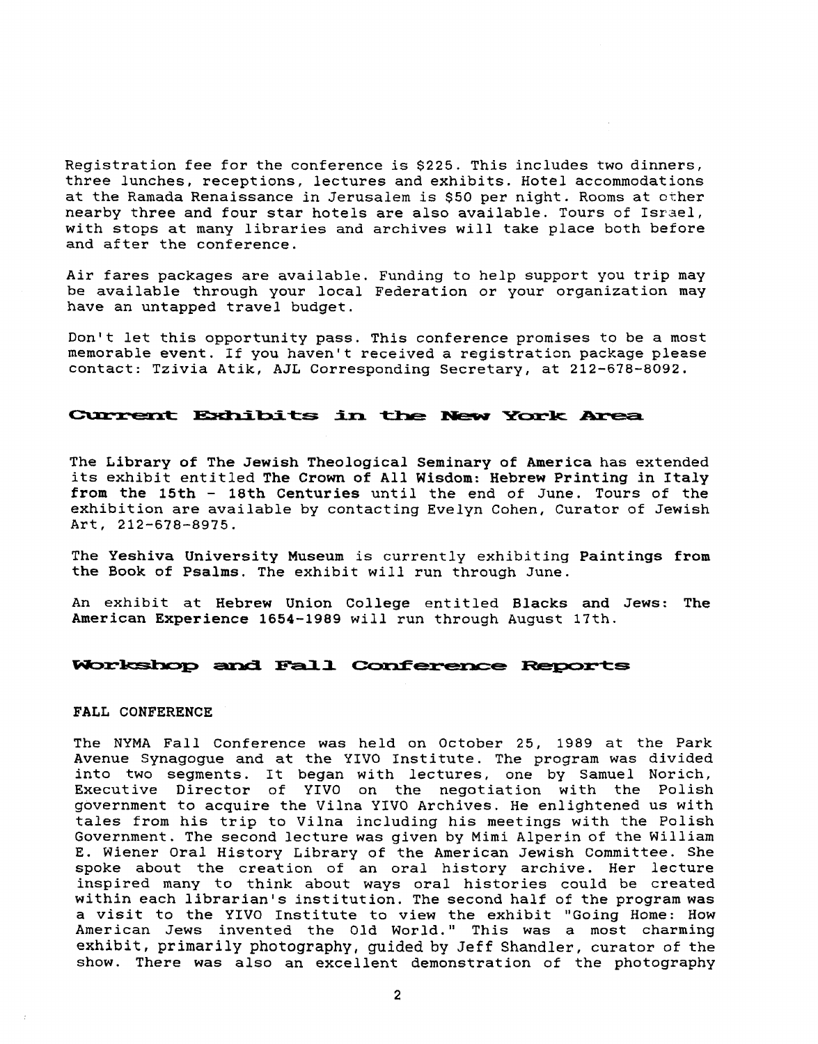Registration fee for the conference is $225. This includes two dinners, three lunches, receptions, lectures and exhibits. Hotel accommodations at the Ramada Renaissance in Jerusalem is $50 per night. Rooms at other nearby three and four star hotels are also available. Tours of Israel, with stops at many libraries and archives will take place both before and after the conference.

Air fares packages are available. Funding to help support you trip may be available through your local Federation or your organization may have an untapped travel budget.

Don't let this opportunity pass. This conference promises to be a most memorable event. If you haven't received a registration package please contact: Tzivia Atik, AJL Corresponding Secretary, at 212-678-8092.

## Current Exhibits in the New York Area

The **Library of The Jewish Theological Seminary of America** has extended its exhibit entitled **The Crown of All Wisdom: Hebrew Printing in Italy from the 15th - 18th Centuries** until the end of June. Tours of the exhibition are available by contacting Evelyn Cohen, Curator of Jewish Art, 212-678-8975.

The **Yeshiva University Museum** is currently exhibiting **Paintings from the Book of Psalms**. The exhibit will run through June.

An exhibit at **Hebrew Union College** entitled **Blacks and Jews: The American Experience 1654-1989** will run through August 17th.

## Workshop and Fall Conference Reports

### FALL CONFERENCE

The NYMA Fall Conference was held on October 25, 1989 at the Park Avenue Synagogue and at the YIVO Institute. The program was divided into two segments. It began with lectures, one by Samuel Norich, Executive Director of YIVO on the negotiation with the Polish government to acquire the Vilna YIVO Archives. He enlightened us with tales from his trip to Vilna including his meetings with the Polish Government. The second lecture was given by Mimi Alperin of the William E. Wiener Oral History Library of the American Jewish Committee. She spoke about the creation of an oral history archive. Her lecture inspired many to think about ways oral histories could be created within each librarian's institution. The second half of the program was a visit to the YIVO Institute to view the exhibit "Going Home: How American Jews invented the Old World." This was a most charming exhibit, primarily photography, guided by Jeff Shandler, curator of the show. There was also an excellent demonstration of the photography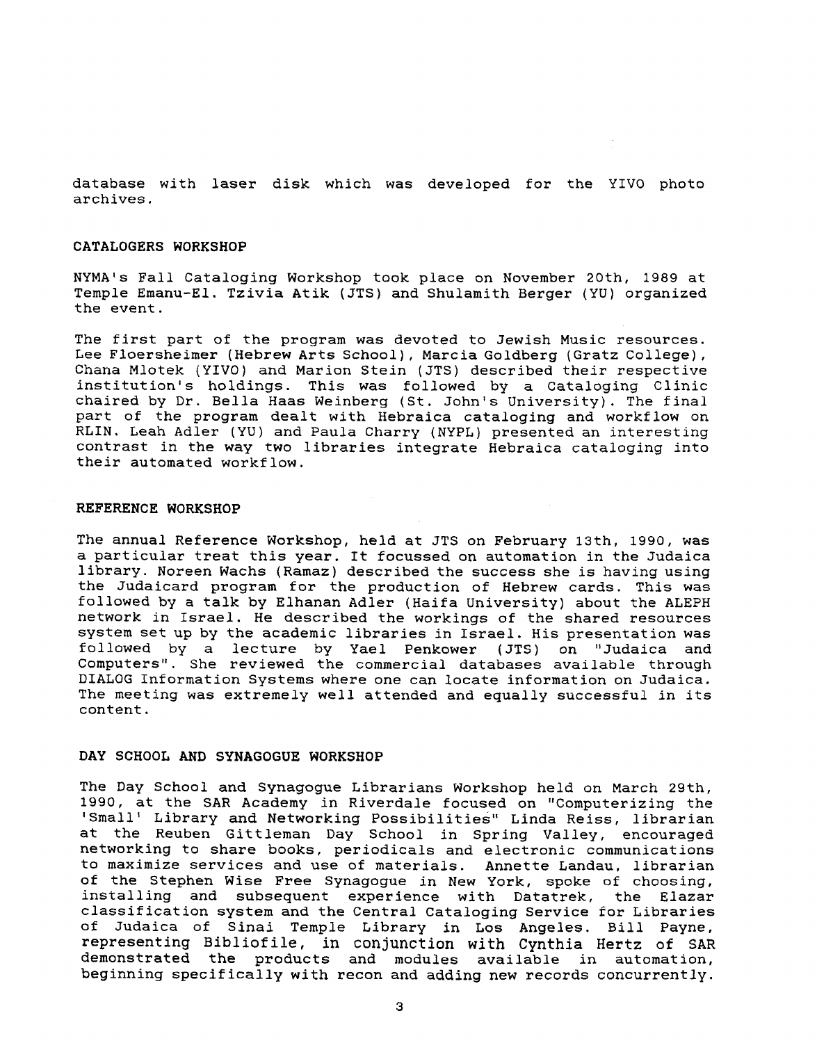database with laser disk which was developed for the YIVO photo archives.

### CATALOGERS WORKSHOP

NYMA's Fall Cataloging Workshop took place on November 20th, 1989 at Temple Emanu-El. Tzivia Atik (JTS) and Shulamith Berger (YU) organized the event.

The first part of the program was devoted to Jewish Music resources. Lee Floersheimer (Hebrew Arts School), Marcia Goldberg (Gratz College), Chana Mlotek (YIVO) and Marion Stein (JTS) described their respective institution's holdings. This was followed by a Cataloging Clinic chaired by Dr. Bella Haas Weinberg (St. John's University). The final part of the program dealt with Hebraica cataloging and workflow on RLIN. Leah Adler (YU) and Paula Charry (NYPL) presented an interesting contrast in the way two libraries integrate Hebraica cataloging into their automated workflow.

### REFERENCE WORKSHOP

The annual Reference Workshop, held at JTS on February 13th, 1990, was a particular treat this year. It focussed on automation in the Judaica library. Noreen Wachs (Ramaz) described the success she is having using the Judaicard program for the production of Hebrew cards. This was followed by a talk by Elhanan Adler (Haifa University) about the ALEPH network in Israel. He described the workings of the shared resources system set up by the academic libraries in Israel. His presentation was followed by a lecture by Yael Penkower (JTS) on "Judaica and Computers". She reviewed the commercial databases available through DIALOG Information Systems where one can locate information on Judaica. The meeting was extremely well attended and equally successful in its content.

### DAY SCHOOL AND SYNAGOGUE WORKSHOP

The Day School and Synagogue Librarians Workshop held on March 29th, 1990, at the SAR Academy in Riverdale focused on "Computerizing the 'Small' Library and Networking Possibilities" Linda Reiss, librarian at the Reuben Gittleman Day School in Spring Valley, encouraged networking to share books, periodicals and electronic communications to maximize services and use of materials. Annette Landau, librarian of the Stephen Wise Free Synagogue in New York, spoke of choosing, installing and subsequent experience with Datatrek, the Elazar classification system and the Central Cataloging Service for Libraries of Judaica of Sinai Temple Library in Los Angeles. Bill Payne, representing Bibliofile, in conjunction with Cynthia Hertz of SAR demonstrated the products and modules available in automation, beginning specifically with recon and adding new records concurrently.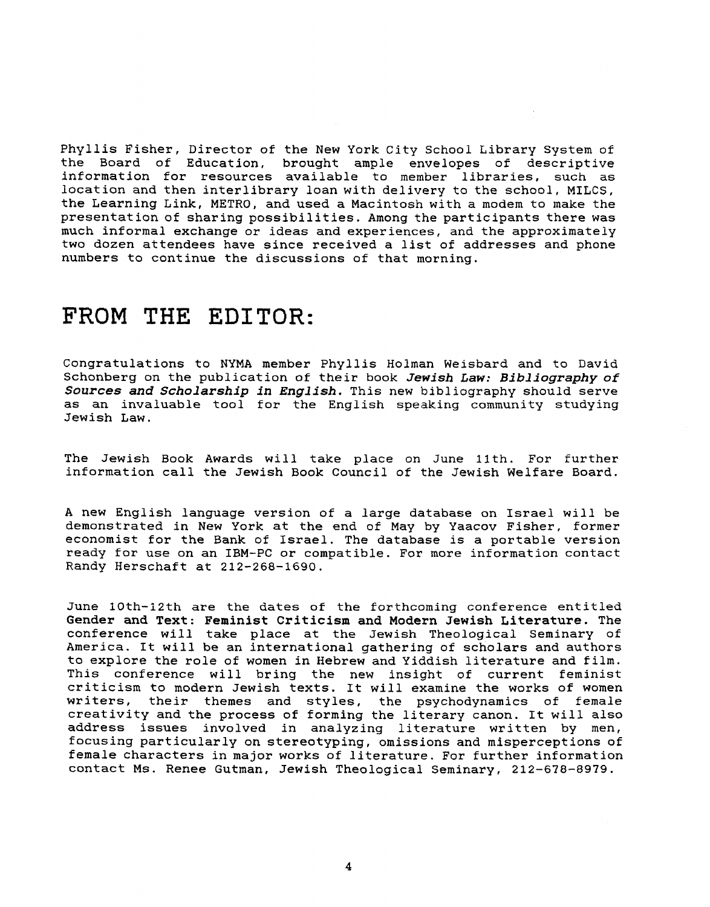Phyllis Fisher, Director of the New York City School Library System of the Board of Education, brought ample envelopes of descriptive information for resources available to member libraries, such as location and then interlibrary loan with delivery to the school, MILCS, the Learning Link, METRO, and used a Macintosh with a modem to make the presentation of sharing possibilities. Among the participants there was much informal exchange or ideas and experiences, and the approximately two dozen attendees have since received a list of addresses and phone numbers to continue the discussions of that morning.

# FROM THE EDITOR:

Congratulations to NYMA member Phyllis Holman Weisbard and to David Schonberg on the publication of their book ***Jewish Law: Bibliography of Sources and Scholarship in English***. This new bibliography should serve as an invaluable tool for the English speaking community studying Jewish Law.

The Jewish Book Awards will take place on June 11th. For further information call the Jewish Book Council of the Jewish Welfare Board.

A new English language version of a large database on Israel will be demonstrated in New York at the end of May by Yaacov Fisher, former economist for the Bank of Israel. The database is a portable version ready for use on an IBM-PC or compatible. For more information contact Randy Herschaft at 212-268-1690.

June 10th-12th are the dates of the forthcoming conference entitled **Gender and Text: Feminist Criticism and Modern Jewish Literature**. The conference will take place at the Jewish Theological Seminary of America. It will be an international gathering of scholars and authors to explore the role of women in Hebrew and Yiddish literature and film. This conference will bring the new insight of current feminist criticism to modern Jewish texts. It will examine the works of women writers, their themes and styles, the psychodynamics of female creativity and the process of forming the literary canon. It will also address issues involved in analyzing literature written by men, focusing particularly on stereotyping, omissions and misperceptions of female characters in major works of literature. For further information contact Ms. Renee Gutman, Jewish Theological Seminary, 212-678-8979.